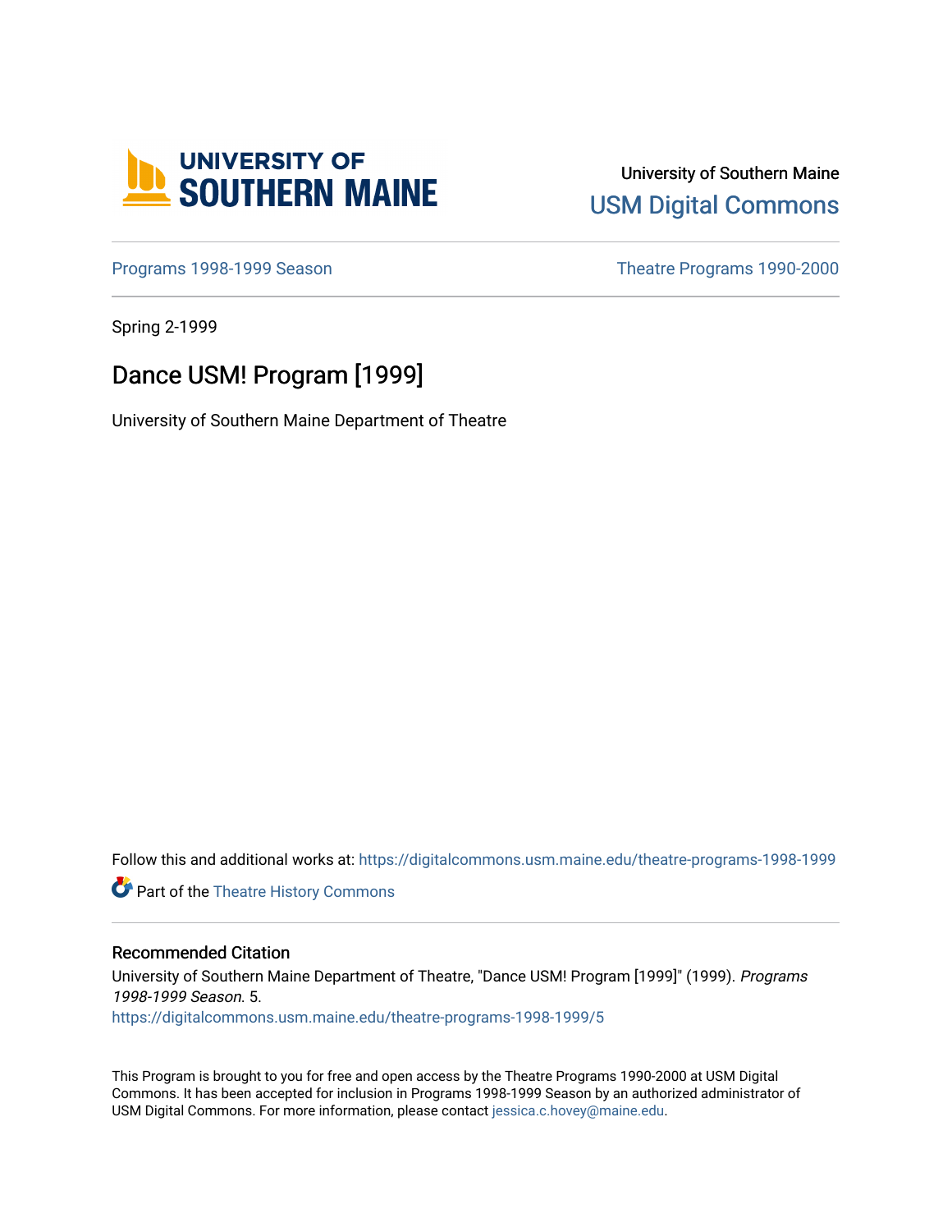University of Southern Maine

USM Digital Commons

Programs 1998-1999 Season

Theatre Programs 1990-2000

Spring 2-1999

# Dance USM! Program [1999]

University of Southern Maine Department of Theatre

Follow this and additional works at: https://digitalcommons.usm.maine.edu/theatre-programs-1998-1999

Part of the Theatre History Commons

## Recommended Citation

University of Southern Maine Department of Theatre, "Dance USM! Program [1999]" (1999). *Programs 1998-1999 Season*. 5.
https://digitalcommons.usm.maine.edu/theatre-programs-1998-1999/5

This Program is brought to you for free and open access by the Theatre Programs 1990-2000 at USM Digital Commons. It has been accepted for inclusion in Programs 1998-1999 Season by an authorized administrator of USM Digital Commons. For more information, please contact jessica.c.hovey@maine.edu.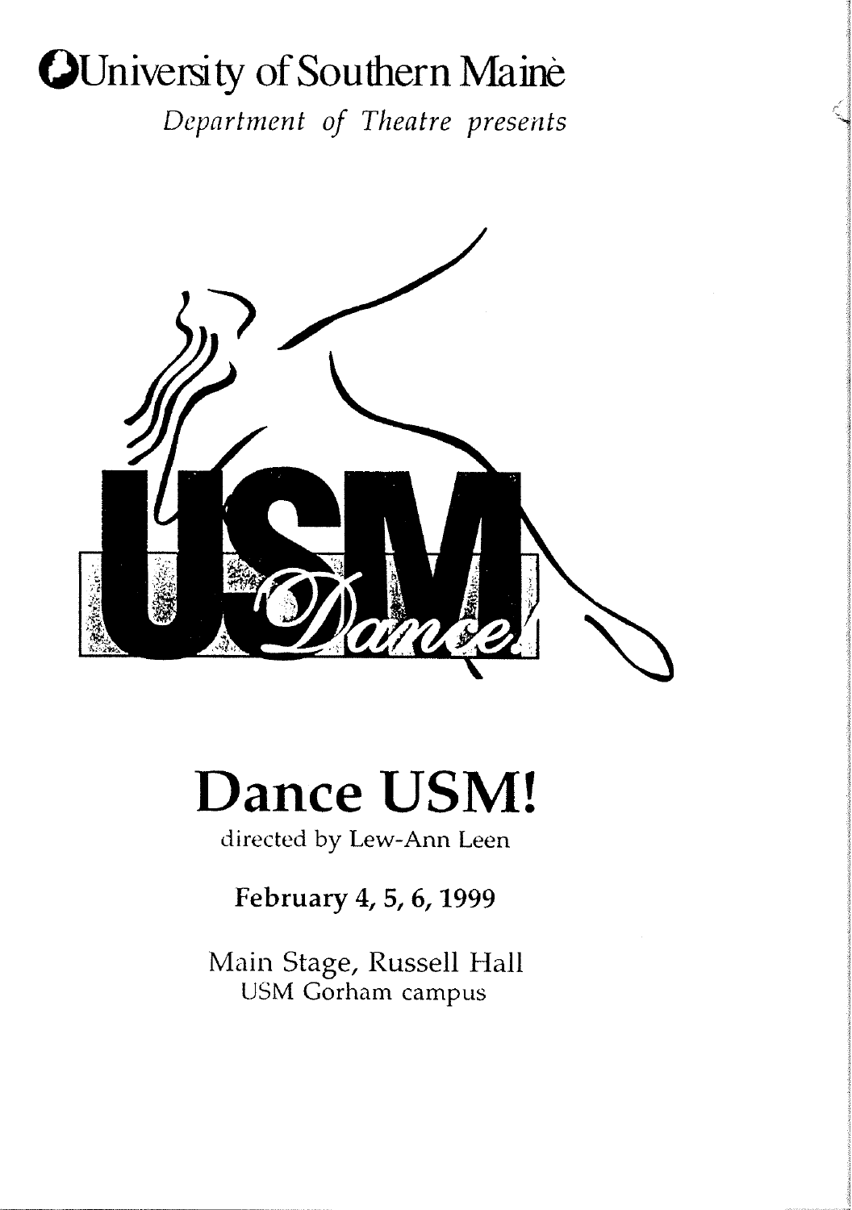# University of Southern Maine

*Department of Theatre presents*

USM Dance!

# Dance USM!

directed by Lew-Ann Leen

**February 4, 5, 6, 1999**

Main Stage, Russell Hall
USM Gorham campus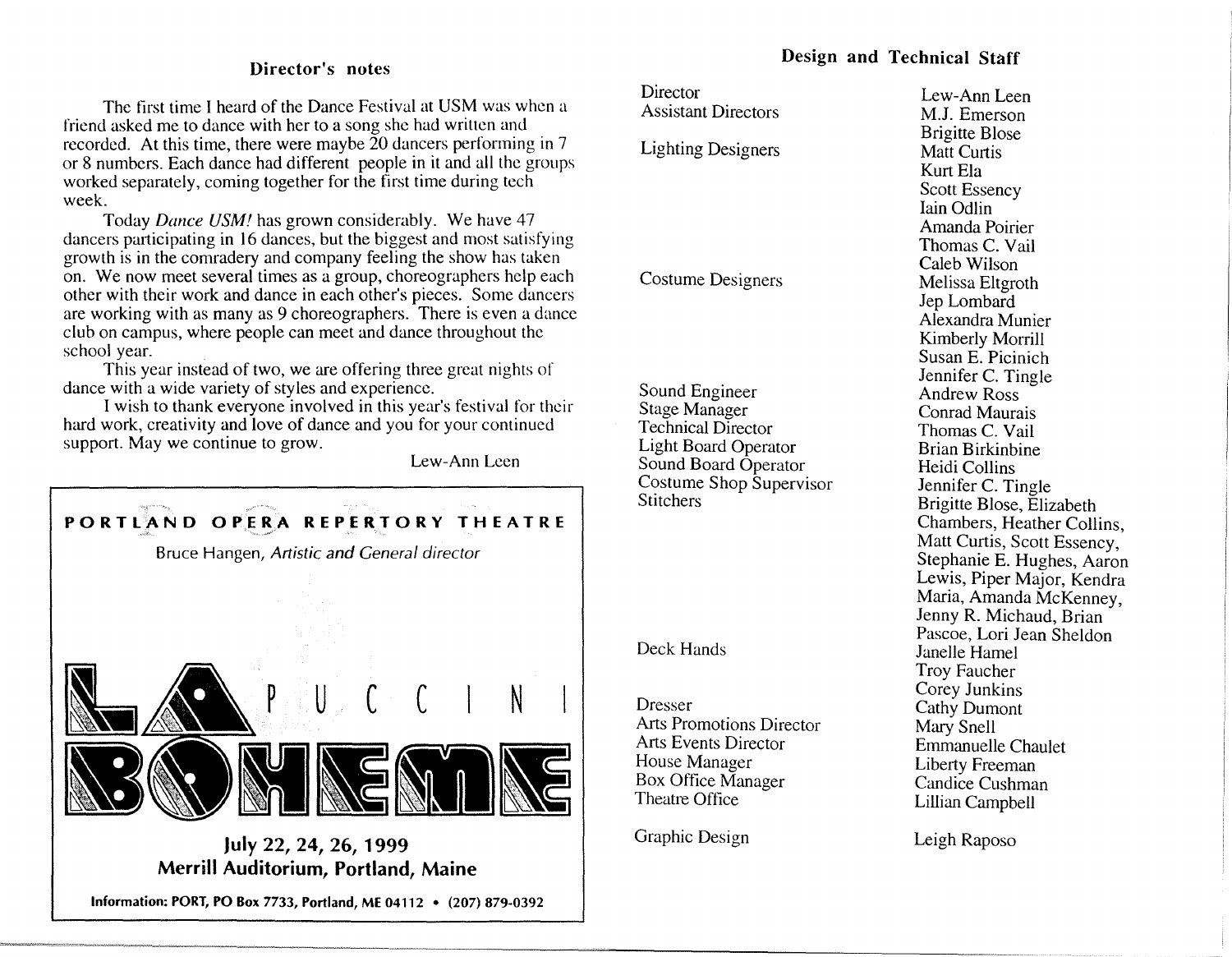## Director's notes

The first time I heard of the Dance Festival at USM was when a friend asked me to dance with her to a song she had written and recorded. At this time, there were maybe 20 dancers performing in 7 or 8 numbers. Each dance had different people in it and all the groups worked separately, coming together for the first time during tech week.

Today *Dance USM!* has grown considerably. We have 47 dancers participating in 16 dances, but the biggest and most satisfying growth is in the comradery and company feeling the show has taken on. We now meet several times as a group, choreographers help each other with their work and dance in each other's pieces. Some dancers are working with as many as 9 choreographers. There is even a dance club on campus, where people can meet and dance throughout the school year.

This year instead of two, we are offering three great nights of dance with a wide variety of styles and experience.

I wish to thank everyone involved in this year's festival for their hard work, creativity and love of dance and you for your continued support. May we continue to grow.

Lew-Ann Leen

---

**PORTLAND OPERA REPERTORY THEATRE**

Bruce Hangen, *Artistic and General director*

**LA BOHEME**
PUCCINI

**July 22, 24, 26, 1999**
**Merrill Auditorium, Portland, Maine**

**Information: PORT, PO Box 7733, Portland, ME 04112 • (207) 879-0392**

---

## Design and Technical Staff

| | |
|---|---|
| Director | Lew-Ann Leen |
| Assistant Directors | M.J. Emerson<br>Brigitte Blose |
| Lighting Designers | Matt Curtis<br>Kurt Ela<br>Scott Essency<br>Iain Odlin<br>Amanda Poirier<br>Thomas C. Vail<br>Caleb Wilson |
| Costume Designers | Melissa Eltgroth<br>Jep Lombard<br>Alexandra Munier<br>Kimberly Morrill<br>Susan E. Picinich<br>Jennifer C. Tingle |
| Sound Engineer | Andrew Ross |
| Stage Manager | Conrad Maurais |
| Technical Director | Thomas C. Vail |
| Light Board Operator | Brian Birkinbine |
| Sound Board Operator | Heidi Collins |
| Costume Shop Supervisor | Jennifer C. Tingle |
| Stitchers | Brigitte Blose, Elizabeth Chambers, Heather Collins, Matt Curtis, Scott Essency, Stephanie E. Hughes, Aaron Lewis, Piper Major, Kendra Maria, Amanda McKenney, Jenny R. Michaud, Brian Pascoe, Lori Jean Sheldon |
| Deck Hands | Janelle Hamel<br>Troy Faucher<br>Corey Junkins |
| Dresser | Cathy Dumont |
| Arts Promotions Director | Mary Snell |
| Arts Events Director | Emmanuelle Chaulet |
| House Manager | Liberty Freeman |
| Box Office Manager | Candice Cushman |
| Theatre Office | Lillian Campbell |
| Graphic Design | Leigh Raposo |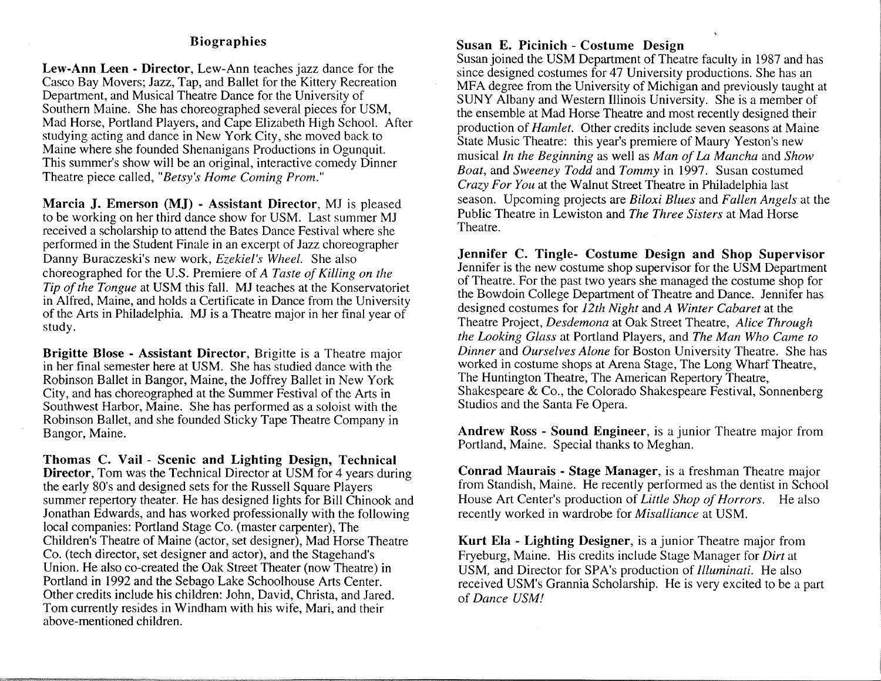## Biographies

**Lew-Ann Leen - Director**, Lew-Ann teaches jazz dance for the Casco Bay Movers; Jazz, Tap, and Ballet for the Kittery Recreation Department, and Musical Theatre Dance for the University of Southern Maine. She has choreographed several pieces for USM, Mad Horse, Portland Players, and Cape Elizabeth High School. After studying acting and dance in New York City, she moved back to Maine where she founded Shenanigans Productions in Ogunquit. This summer's show will be an original, interactive comedy Dinner Theatre piece called, "*Betsy's Home Coming Prom*."

**Marcia J. Emerson (MJ) - Assistant Director**, MJ is pleased to be working on her third dance show for USM. Last summer MJ received a scholarship to attend the Bates Dance Festival where she performed in the Student Finale in an excerpt of Jazz choreographer Danny Buraczeski's new work, *Ezekiel's Wheel*. She also choreographed for the U.S. Premiere of *A Taste of Killing on the Tip of the Tongue* at USM this fall. MJ teaches at the Konservatoriet in Alfred, Maine, and holds a Certificate in Dance from the University of the Arts in Philadelphia. MJ is a Theatre major in her final year of study.

**Brigitte Blose - Assistant Director**, Brigitte is a Theatre major in her final semester here at USM. She has studied dance with the Robinson Ballet in Bangor, Maine, the Joffrey Ballet in New York City, and has choreographed at the Summer Festival of the Arts in Southwest Harbor, Maine. She has performed as a soloist with the Robinson Ballet, and she founded Sticky Tape Theatre Company in Bangor, Maine.

**Thomas C. Vail - Scenic and Lighting Design, Technical Director**, Tom was the Technical Director at USM for 4 years during the early 80's and designed sets for the Russell Square Players summer repertory theater. He has designed lights for Bill Chinook and Jonathan Edwards, and has worked professionally with the following local companies: Portland Stage Co. (master carpenter), The Children's Theatre of Maine (actor, set designer), Mad Horse Theatre Co. (tech director, set designer and actor), and the Stagehand's Union. He also co-created the Oak Street Theater (now Theatre) in Portland in 1992 and the Sebago Lake Schoolhouse Arts Center. Other credits include his children: John, David, Christa, and Jared. Tom currently resides in Windham with his wife, Mari, and their above-mentioned children.

**Susan E. Picinich - Costume Design**
Susan joined the USM Department of Theatre faculty in 1987 and has since designed costumes for 47 University productions. She has an MFA degree from the University of Michigan and previously taught at SUNY Albany and Western Illinois University. She is a member of the ensemble at Mad Horse Theatre and most recently designed their production of *Hamlet*. Other credits include seven seasons at Maine State Music Theatre: this year's premiere of Maury Yeston's new musical *In the Beginning* as well as *Man of La Mancha* and *Show Boat*, and *Sweeney Todd* and *Tommy* in 1997. Susan costumed *Crazy For You* at the Walnut Street Theatre in Philadelphia last season. Upcoming projects are *Biloxi Blues* and *Fallen Angels* at the Public Theatre in Lewiston and *The Three Sisters* at Mad Horse Theatre.

**Jennifer C. Tingle- Costume Design and Shop Supervisor**
Jennifer is the new costume shop supervisor for the USM Department of Theatre. For the past two years she managed the costume shop for the Bowdoin College Department of Theatre and Dance. Jennifer has designed costumes for *12th Night* and *A Winter Cabaret* at the Theatre Project, *Desdemona* at Oak Street Theatre, *Alice Through the Looking Glass* at Portland Players, and *The Man Who Came to Dinner* and *Ourselves Alone* for Boston University Theatre. She has worked in costume shops at Arena Stage, The Long Wharf Theatre, The Huntington Theatre, The American Repertory Theatre, Shakespeare & Co., the Colorado Shakespeare Festival, Sonnenberg Studios and the Santa Fe Opera.

**Andrew Ross - Sound Engineer**, is a junior Theatre major from Portland, Maine. Special thanks to Meghan.

**Conrad Maurais - Stage Manager**, is a freshman Theatre major from Standish, Maine. He recently performed as the dentist in School House Art Center's production of *Little Shop of Horrors*. He also recently worked in wardrobe for *Misalliance* at USM.

**Kurt Ela - Lighting Designer**, is a junior Theatre major from Fryeburg, Maine. His credits include Stage Manager for *Dirt* at USM, and Director for SPA's production of *Illuminati*. He also received USM's Grannia Scholarship. He is very excited to be a part of *Dance USM!*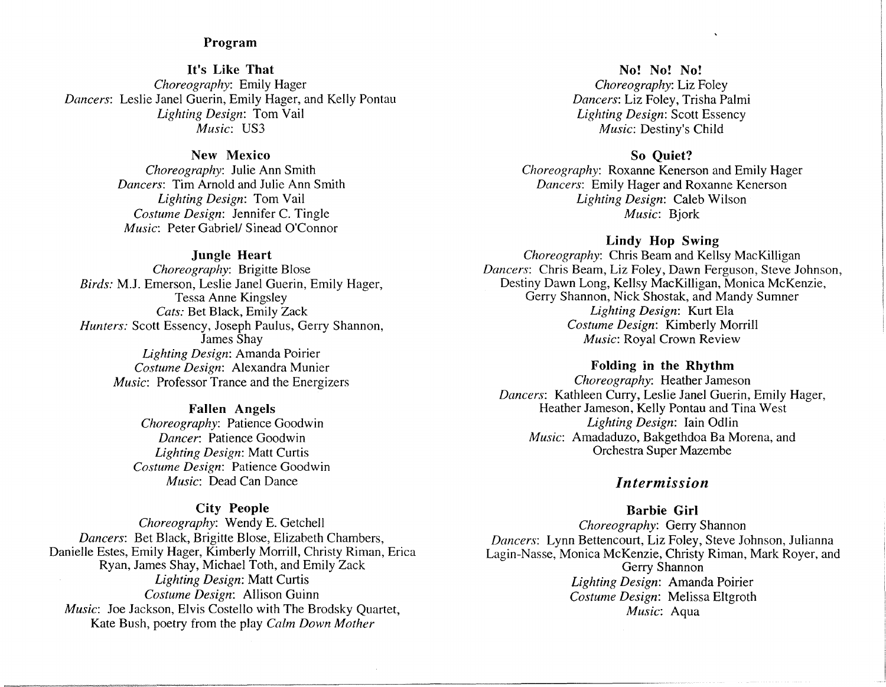# Program

### It's Like That

*Choreography*: Emily Hager
*Dancers*: Leslie Janel Guerin, Emily Hager, and Kelly Pontau
*Lighting Design*: Tom Vail
*Music*: US3

### New Mexico

*Choreography*: Julie Ann Smith
*Dancers*: Tim Arnold and Julie Ann Smith
*Lighting Design*: Tom Vail
*Costume Design*: Jennifer C. Tingle
*Music*: Peter Gabriel/ Sinead O'Connor

### Jungle Heart

*Choreography*: Brigitte Blose
*Birds:* M.J. Emerson, Leslie Janel Guerin, Emily Hager, Tessa Anne Kingsley
*Cats:* Bet Black, Emily Zack
*Hunters:* Scott Essency, Joseph Paulus, Gerry Shannon, James Shay
*Lighting Design*: Amanda Poirier
*Costume Design*: Alexandra Munier
*Music*: Professor Trance and the Energizers

### Fallen Angels

*Choreography*: Patience Goodwin
*Dancer*: Patience Goodwin
*Lighting Design*: Matt Curtis
*Costume Design*: Patience Goodwin
*Music*: Dead Can Dance

### City People

*Choreography*: Wendy E. Getchell
*Dancers*: Bet Black, Brigitte Blose, Elizabeth Chambers, Danielle Estes, Emily Hager, Kimberly Morrill, Christy Riman, Erica Ryan, James Shay, Michael Toth, and Emily Zack
*Lighting Design*: Matt Curtis
*Costume Design*: Allison Guinn
*Music*: Joe Jackson, Elvis Costello with The Brodsky Quartet, Kate Bush, poetry from the play *Calm Down Mother*

### No! No! No!

*Choreography*: Liz Foley
*Dancers*: Liz Foley, Trisha Palmi
*Lighting Design*: Scott Essency
*Music*: Destiny's Child

### So Quiet?

*Choreography*: Roxanne Kenerson and Emily Hager
*Dancers*: Emily Hager and Roxanne Kenerson
*Lighting Design*: Caleb Wilson
*Music*: Bjork

### Lindy Hop Swing

*Choreography*: Chris Beam and Kellsy MacKilligan
*Dancers*: Chris Beam, Liz Foley, Dawn Ferguson, Steve Johnson, Destiny Dawn Long, Kellsy MacKilligan, Monica McKenzie, Gerry Shannon, Nick Shostak, and Mandy Sumner
*Lighting Design*: Kurt Ela
*Costume Design*: Kimberly Morrill
*Music*: Royal Crown Review

### Folding in the Rhythm

*Choreography*: Heather Jameson
*Dancers*: Kathleen Curry, Leslie Janel Guerin, Emily Hager, Heather Jameson, Kelly Pontau and Tina West
*Lighting Design*: Iain Odlin
*Music*: Amadaduzo, Bakgethdoa Ba Morena, and Orchestra Super Mazembe

## *Intermission*

### Barbie Girl

*Choreography*: Gerry Shannon
*Dancers*: Lynn Bettencourt, Liz Foley, Steve Johnson, Julianna Lagin-Nasse, Monica McKenzie, Christy Riman, Mark Royer, and Gerry Shannon
*Lighting Design*: Amanda Poirier
*Costume Design*: Melissa Eltgroth
*Music*: Aqua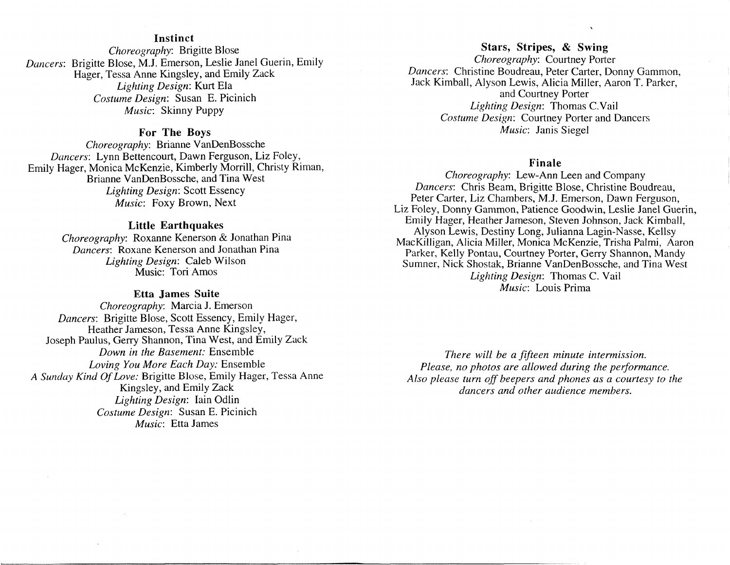### Instinct

*Choreography*: Brigitte Blose
*Dancers*: Brigitte Blose, M.J. Emerson, Leslie Janel Guerin, Emily Hager, Tessa Anne Kingsley, and Emily Zack
*Lighting Design*: Kurt Ela
*Costume Design*: Susan E. Picinich
*Music*: Skinny Puppy

### For The Boys

*Choreography*: Brianne VanDenBossche
*Dancers*: Lynn Bettencourt, Dawn Ferguson, Liz Foley, Emily Hager, Monica McKenzie, Kimberly Morrill, Christy Riman, Brianne VanDenBossche, and Tina West
*Lighting Design*: Scott Essency
*Music*: Foxy Brown, Next

### Little Earthquakes

*Choreography*: Roxanne Kenerson & Jonathan Pina
*Dancers*: Roxane Kenerson and Jonathan Pina
*Lighting Design*: Caleb Wilson
Music: Tori Amos

### Etta James Suite

*Choreography*: Marcia J. Emerson
*Dancers*: Brigitte Blose, Scott Essency, Emily Hager, Heather Jameson, Tessa Anne Kingsley, Joseph Paulus, Gerry Shannon, Tina West, and Emily Zack
*Down in the Basement:* Ensemble
*Loving You More Each Day:* Ensemble
*A Sunday Kind Of Love:* Brigitte Blose, Emily Hager, Tessa Anne Kingsley, and Emily Zack
*Lighting Design*: Iain Odlin
*Costume Design*: Susan E. Picinich
*Music*: Etta James

### Stars, Stripes, & Swing

*Choreography*: Courtney Porter
*Dancers*: Christine Boudreau, Peter Carter, Donny Gammon, Jack Kimball, Alyson Lewis, Alicia Miller, Aaron T. Parker, and Courtney Porter
*Lighting Design*: Thomas C.Vail
*Costume Design*: Courtney Porter and Dancers
*Music*: Janis Siegel

### Finale

*Choreography*: Lew-Ann Leen and Company
*Dancers*: Chris Beam, Brigitte Blose, Christine Boudreau, Peter Carter, Liz Chambers, M.J. Emerson, Dawn Ferguson, Liz Foley, Donny Gammon, Patience Goodwin, Leslie Janel Guerin, Emily Hager, Heather Jameson, Steven Johnson, Jack Kimball, Alyson Lewis, Destiny Long, Julianna Lagin-Nasse, Kellsy MacKilligan, Alicia Miller, Monica McKenzie, Trisha Palmi, Aaron Parker, Kelly Pontau, Courtney Porter, Gerry Shannon, Mandy Sumner, Nick Shostak, Brianne VanDenBossche, and Tina West
*Lighting Design*: Thomas C. Vail
*Music*: Louis Prima

*There will be a fifteen minute intermission.*
*Please, no photos are allowed during the performance.*
*Also please turn off beepers and phones as a courtesy to the dancers and other audience members.*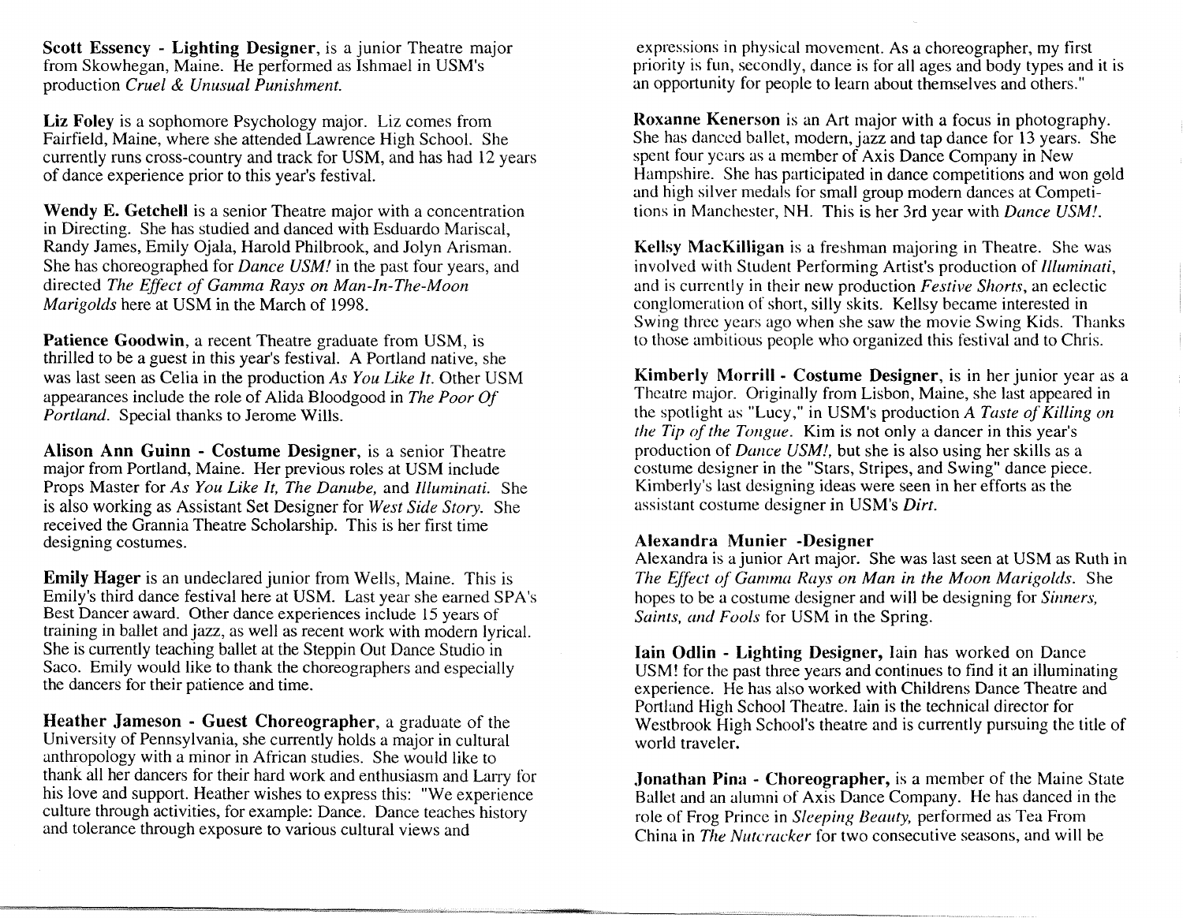**Scott Essency - Lighting Designer**, is a junior Theatre major from Skowhegan, Maine. He performed as Ishmael in USM's production *Cruel & Unusual Punishment.*

**Liz Foley** is a sophomore Psychology major. Liz comes from Fairfield, Maine, where she attended Lawrence High School. She currently runs cross-country and track for USM, and has had 12 years of dance experience prior to this year's festival.

**Wendy E. Getchell** is a senior Theatre major with a concentration in Directing. She has studied and danced with Esduardo Mariscal, Randy James, Emily Ojala, Harold Philbrook, and Jolyn Arisman. She has choreographed for *Dance USM!* in the past four years, and directed *The Effect of Gamma Rays on Man-In-The-Moon Marigolds* here at USM in the March of 1998.

**Patience Goodwin**, a recent Theatre graduate from USM, is thrilled to be a guest in this year's festival. A Portland native, she was last seen as Celia in the production *As You Like It.* Other USM appearances include the role of Alida Bloodgood in *The Poor Of Portland.* Special thanks to Jerome Wills.

**Alison Ann Guinn - Costume Designer**, is a senior Theatre major from Portland, Maine. Her previous roles at USM include Props Master for *As You Like It, The Danube,* and *Illuminati.* She is also working as Assistant Set Designer for *West Side Story.* She received the Grannia Theatre Scholarship. This is her first time designing costumes.

**Emily Hager** is an undeclared junior from Wells, Maine. This is Emily's third dance festival here at USM. Last year she earned SPA's Best Dancer award. Other dance experiences include 15 years of training in ballet and jazz, as well as recent work with modern lyrical. She is currently teaching ballet at the Steppin Out Dance Studio in Saco. Emily would like to thank the choreographers and especially the dancers for their patience and time.

**Heather Jameson - Guest Choreographer**, a graduate of the University of Pennsylvania, she currently holds a major in cultural anthropology with a minor in African studies. She would like to thank all her dancers for their hard work and enthusiasm and Larry for his love and support. Heather wishes to express this: "We experience culture through activities, for example: Dance. Dance teaches history and tolerance through exposure to various cultural views and expressions in physical movement. As a choreographer, my first priority is fun, secondly, dance is for all ages and body types and it is an opportunity for people to learn about themselves and others."

**Roxanne Kenerson** is an Art major with a focus in photography. She has danced ballet, modern, jazz and tap dance for 13 years. She spent four years as a member of Axis Dance Company in New Hampshire. She has participated in dance competitions and won gold and high silver medals for small group modern dances at Competitions in Manchester, NH. This is her 3rd year with *Dance USM!.*

**Kellsy MacKilligan** is a freshman majoring in Theatre. She was involved with Student Performing Artist's production of *Illuminati,* and is currently in their new production *Festive Shorts,* an eclectic conglomeration of short, silly skits. Kellsy became interested in Swing three years ago when she saw the movie Swing Kids. Thanks to those ambitious people who organized this festival and to Chris.

**Kimberly Morrill - Costume Designer**, is in her junior year as a Theatre major. Originally from Lisbon, Maine, she last appeared in the spotlight as "Lucy," in USM's production *A Taste of Killing on the Tip of the Tongue.* Kim is not only a dancer in this year's production of *Dance USM!,* but she is also using her skills as a costume designer in the "Stars, Stripes, and Swing" dance piece. Kimberly's last designing ideas were seen in her efforts as the assistant costume designer in USM's *Dirt.*

**Alexandra Munier -Designer**
Alexandra is a junior Art major. She was last seen at USM as Ruth in *The Effect of Gamma Rays on Man in the Moon Marigolds.* She hopes to be a costume designer and will be designing for *Sinners, Saints, and Fools* for USM in the Spring.

**Iain Odlin - Lighting Designer,** Iain has worked on Dance USM! for the past three years and continues to find it an illuminating experience. He has also worked with Childrens Dance Theatre and Portland High School Theatre. Iain is the technical director for Westbrook High School's theatre and is currently pursuing the title of world traveler.

**Jonathan Pina - Choreographer,** is a member of the Maine State Ballet and an alumni of Axis Dance Company. He has danced in the role of Frog Prince in *Sleeping Beauty,* performed as Tea From China in *The Nutcracker* for two consecutive seasons, and will be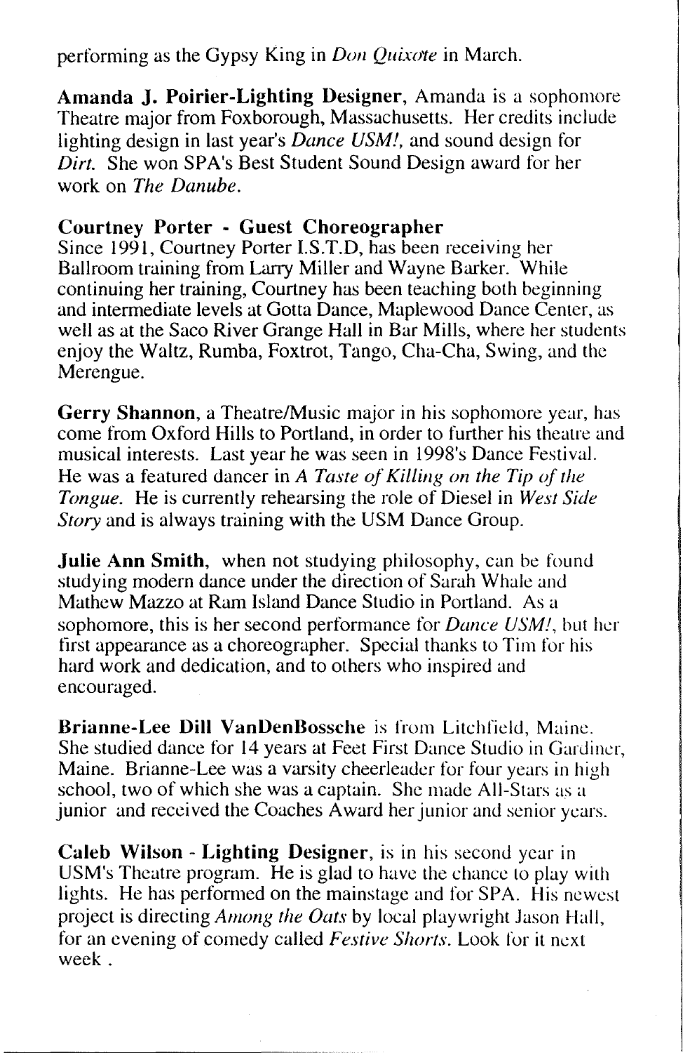performing as the Gypsy King in *Don Quixote* in March.

**Amanda J. Poirier-Lighting Designer**, Amanda is a sophomore Theatre major from Foxborough, Massachusetts. Her credits include lighting design in last year's *Dance USM!*, and sound design for *Dirt*. She won SPA's Best Student Sound Design award for her work on *The Danube*.

**Courtney Porter - Guest Choreographer**
Since 1991, Courtney Porter I.S.T.D, has been receiving her Ballroom training from Larry Miller and Wayne Barker. While continuing her training, Courtney has been teaching both beginning and intermediate levels at Gotta Dance, Maplewood Dance Center, as well as at the Saco River Grange Hall in Bar Mills, where her students enjoy the Waltz, Rumba, Foxtrot, Tango, Cha-Cha, Swing, and the Merengue.

**Gerry Shannon**, a Theatre/Music major in his sophomore year, has come from Oxford Hills to Portland, in order to further his theatre and musical interests. Last year he was seen in 1998's Dance Festival. He was a featured dancer in *A Taste of Killing on the Tip of the Tongue*. He is currently rehearsing the role of Diesel in *West Side Story* and is always training with the USM Dance Group.

**Julie Ann Smith**, when not studying philosophy, can be found studying modern dance under the direction of Sarah Whale and Mathew Mazzo at Ram Island Dance Studio in Portland. As a sophomore, this is her second performance for *Dance USM!*, but her first appearance as a choreographer. Special thanks to Tim for his hard work and dedication, and to others who inspired and encouraged.

**Brianne-Lee Dill VanDenBossche** is from Litchfield, Maine. She studied dance for 14 years at Feet First Dance Studio in Gardiner, Maine. Brianne-Lee was a varsity cheerleader for four years in high school, two of which she was a captain. She made All-Stars as a junior and received the Coaches Award her junior and senior years.

**Caleb Wilson - Lighting Designer**, is in his second year in USM's Theatre program. He is glad to have the chance to play with lights. He has performed on the mainstage and for SPA. His newest project is directing *Among the Oats* by local playwright Jason Hall, for an evening of comedy called *Festive Shorts*. Look for it next week .